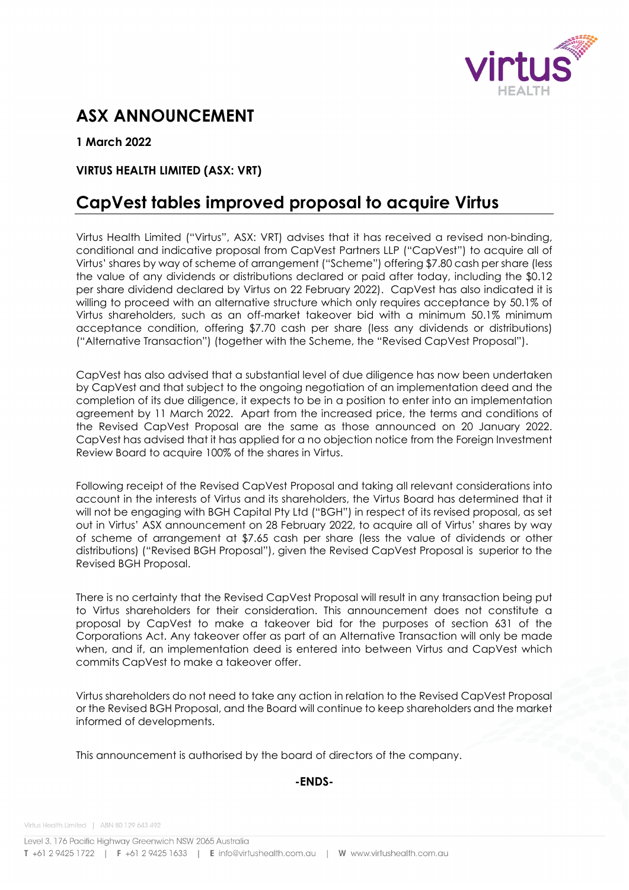# ASX ANNOUNCEMENT

**1 March 2022**

**VIRTUS HEALTH LIMITED (ASX: VRT)**

## CapVest tables improved proposal to acquire Virtus

Virtus Health Limited ("Virtus", ASX: VRT) advises that it has received a revised non-binding, conditional and indicative proposal from CapVest Partners LLP ("CapVest") to acquire all of Virtus' shares by way of scheme of arrangement ("Scheme") offering $7.80 cash per share (less the value of any dividends or distributions declared or paid after today, including the $0.12 per share dividend declared by Virtus on 22 February 2022). CapVest has also indicated it is willing to proceed with an alternative structure which only requires acceptance by 50.1% of Virtus shareholders, such as an off-market takeover bid with a minimum 50.1% minimum acceptance condition, offering $7.70 cash per share (less any dividends or distributions) ("Alternative Transaction") (together with the Scheme, the "Revised CapVest Proposal").

CapVest has also advised that a substantial level of due diligence has now been undertaken by CapVest and that subject to the ongoing negotiation of an implementation deed and the completion of its due diligence, it expects to be in a position to enter into an implementation agreement by 11 March 2022. Apart from the increased price, the terms and conditions of the Revised CapVest Proposal are the same as those announced on 20 January 2022. CapVest has advised that it has applied for a no objection notice from the Foreign Investment Review Board to acquire 100% of the shares in Virtus.

Following receipt of the Revised CapVest Proposal and taking all relevant considerations into account in the interests of Virtus and its shareholders, the Virtus Board has determined that it will not be engaging with BGH Capital Pty Ltd ("BGH") in respect of its revised proposal, as set out in Virtus' ASX announcement on 28 February 2022, to acquire all of Virtus' shares by way of scheme of arrangement at $7.65 cash per share (less the value of dividends or other distributions) ("Revised BGH Proposal"), given the Revised CapVest Proposal is superior to the Revised BGH Proposal.

There is no certainty that the Revised CapVest Proposal will result in any transaction being put to Virtus shareholders for their consideration. This announcement does not constitute a proposal by CapVest to make a takeover bid for the purposes of section 631 of the Corporations Act. Any takeover offer as part of an Alternative Transaction will only be made when, and if, an implementation deed is entered into between Virtus and CapVest which commits CapVest to make a takeover offer.

Virtus shareholders do not need to take any action in relation to the Revised CapVest Proposal or the Revised BGH Proposal, and the Board will continue to keep shareholders and the market informed of developments.

This announcement is authorised by the board of directors of the company.

**-ENDS-**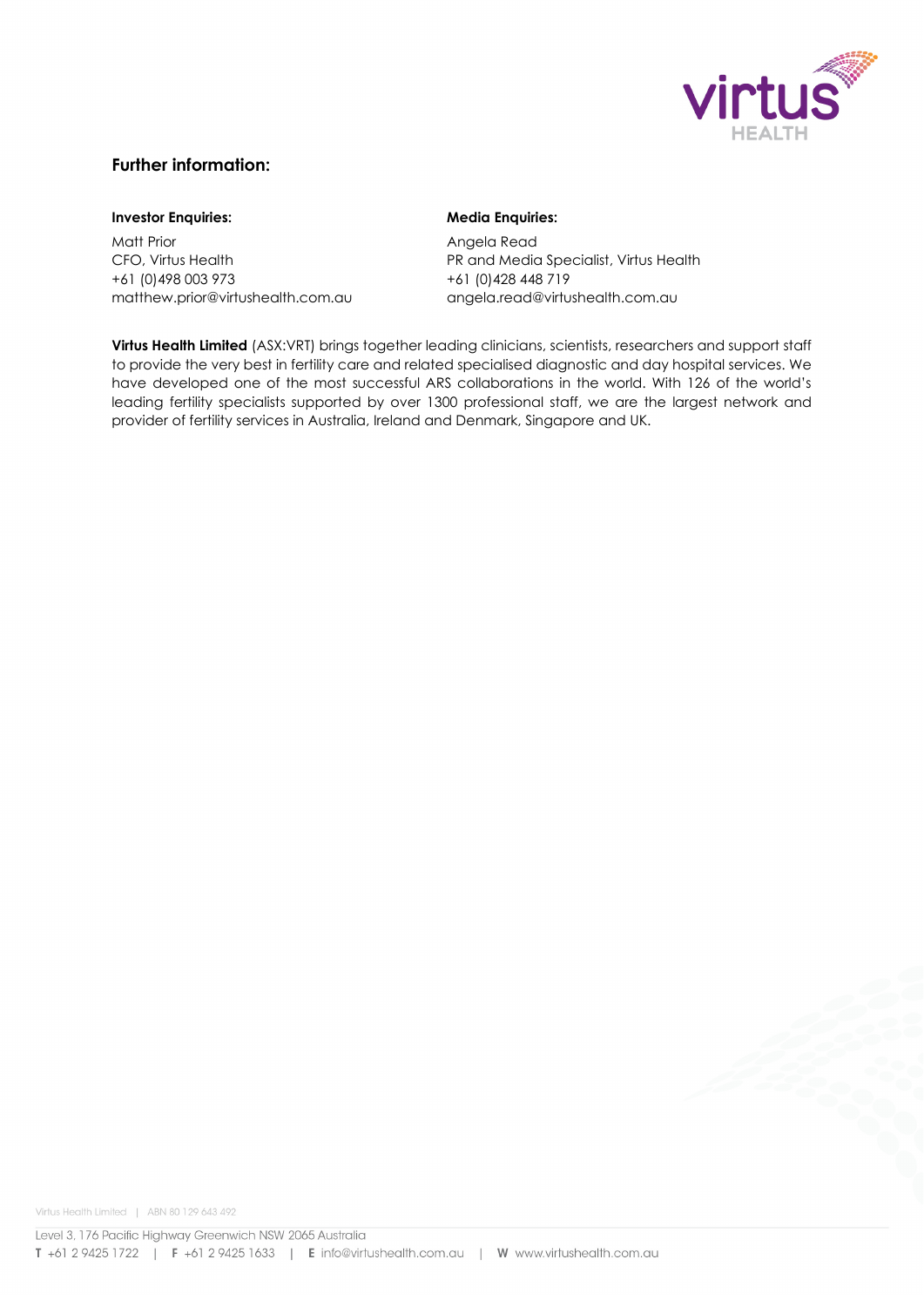## Further information:

**Investor Enquiries:**

Matt Prior
CFO, Virtus Health
+61 (0)498 003 973
matthew.prior@virtushealth.com.au

**Media Enquiries:**

Angela Read
PR and Media Specialist, Virtus Health
+61 (0)428 448 719
angela.read@virtushealth.com.au

**Virtus Health Limited** (ASX:VRT) brings together leading clinicians, scientists, researchers and support staff to provide the very best in fertility care and related specialised diagnostic and day hospital services. We have developed one of the most successful ARS collaborations in the world. With 126 of the world's leading fertility specialists supported by over 1300 professional staff, we are the largest network and provider of fertility services in Australia, Ireland and Denmark, Singapore and UK.